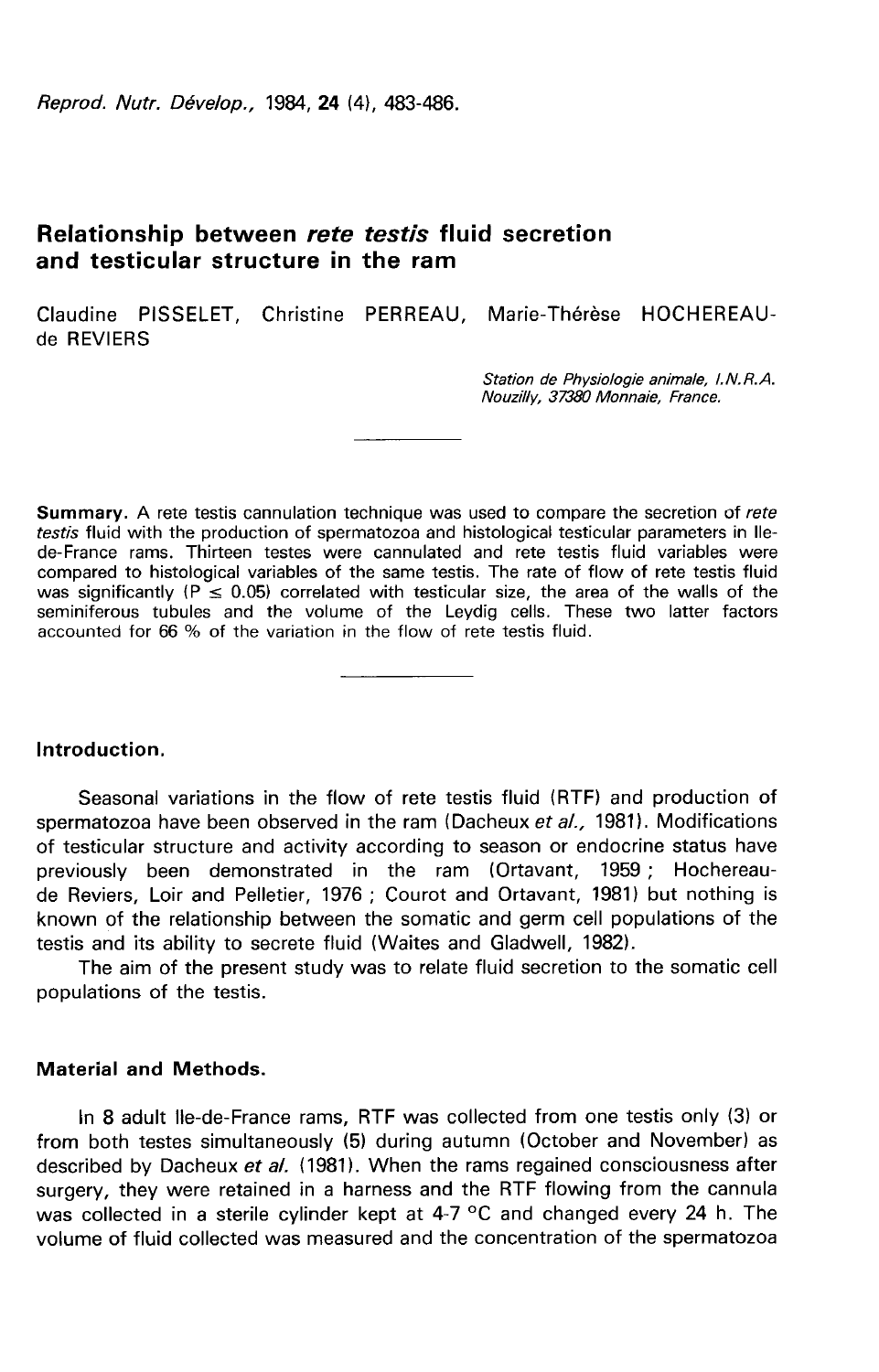# Relationship between *rete testis* fluid secretion and testicular structure in the ram

Claudine PISSELET, Christine PERREAU, Marie-Thérèse HOCHEREAU-de REVIERS

*Station de Physiologie animale, I.N.R.A. Nouzilly, 37380 Monnaie, France.*

**Summary.** A rete testis cannulation technique was used to compare the secretion of *rete testis* fluid with the production of spermatozoa and histological testicular parameters in Ile-de-France rams. Thirteen testes were cannulated and rete testis fluid variables were compared to histological variables of the same testis. The rate of flow of rete testis fluid was significantly ($P \leq 0.05$) correlated with testicular size, the area of the walls of the seminiferous tubules and the volume of the Leydig cells. These two latter factors accounted for 66 % of the variation in the flow of rete testis fluid.

## Introduction.

Seasonal variations in the flow of rete testis fluid (RTF) and production of spermatozoa have been observed in the ram (Dacheux *et al.,* 1981). Modifications of testicular structure and activity according to season or endocrine status have previously been demonstrated in the ram (Ortavant, 1959 ; Hochereau-de Reviers, Loir and Pelletier, 1976 ; Courot and Ortavant, 1981) but nothing is known of the relationship between the somatic and germ cell populations of the testis and its ability to secrete fluid (Waites and Gladwell, 1982).

The aim of the present study was to relate fluid secretion to the somatic cell populations of the testis.

## Material and Methods.

In 8 adult Ile-de-France rams, RTF was collected from one testis only (3) or from both testes simultaneously (5) during autumn (October and November) as described by Dacheux *et al.* (1981). When the rams regained consciousness after surgery, they were retained in a harness and the RTF flowing from the cannula was collected in a sterile cylinder kept at 4-7 °C and changed every 24 h. The volume of fluid collected was measured and the concentration of the spermatozoa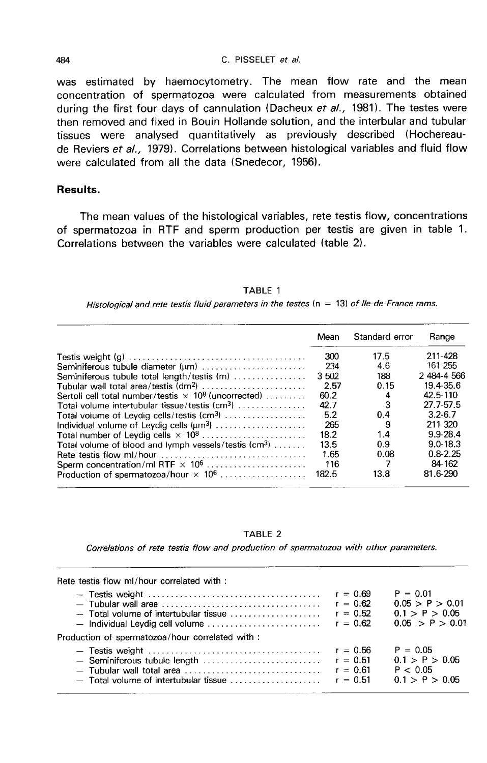was estimated by haemocytometry. The mean flow rate and the mean concentration of spermatozoa were calculated from measurements obtained during the first four days of cannulation (Dacheux *et al.,* 1981). The testes were then removed and fixed in Bouin Hollande solution, and the interbular and tubular tissues were analysed quantitatively as previously described (Hochereau-de Reviers *et al.,* 1979). Correlations between histological variables and fluid flow were calculated from all the data (Snedecor, 1956).

## Results.

The mean values of the histological variables, rete testis flow, concentrations of spermatozoa in RTF and sperm production per testis are given in table 1. Correlations between the variables were calculated (table 2).

TABLE 1

*Histological and rete testis fluid parameters in the testes* (n = 13) *of Ile-de-France rams.*

| | Mean | Standard error | Range |
|---|---|---|---|
| Testis weight (g) | 300 | 17.5 | 211-428 |
| Seminiferous tubule diameter (μm) | 234 | 4.6 | 161-255 |
| Seminiferous tubule total length/testis (m) | 3 502 | 188 | 2 484-4 566 |
| Tubular wall total area/testis ($dm^2$) | 2.57 | 0.15 | 19.4-35.6 |
| Sertoli cell total number/testis $\times 10^8$ (uncorrected) | 60.2 | 4 | 42.5-110 |
| Total volume intertubular tissue/testis ($cm^3$) | 42.7 | 3 | 27.7-57.5 |
| Total volume of Leydig cells/testis ($cm^3$) | 5.2 | 0.4 | 3.2-6.7 |
| Individual volume of Leydig cells ($\mu m^3$) | 265 | 9 | 211-320 |
| Total number of Leydig cells $\times 10^8$ | 18.2 | 1.4 | 9.9-28.4 |
| Total volume of blood and lymph vessels/testis ($cm^3$) | 13.5 | 0.9 | 9.0-18.3 |
| Rete testis flow ml/hour | 1.65 | 0.08 | 0.8-2.25 |
| Sperm concentration/ml RTF $\times 10^6$ | 116 | 7 | 84-162 |
| Production of spermatozoa/hour $\times 10^6$ | 182.5 | 13.8 | 81.6-290 |

TABLE 2

*Correlations of rete testis flow and production of spermatozoa with other parameters.*

| | | |
|---|---|---|
| Rete testis flow ml/hour correlated with : | | |
| – Testis weight | $r = 0.69$ | $P = 0.01$ |
| – Tubular wall area | $r = 0.62$ | $0.05 > P > 0.01$ |
| – Total volume of intertubular tissue | $r = 0.52$ | $0.1 > P > 0.05$ |
| – Individual Leydig cell volume | $r = 0.62$ | $0.05 > P > 0.01$ |
| Production of spermatozoa/hour correlated with : | | |
| – Testis weight | $r = 0.56$ | $P = 0.05$ |
| – Seminiferous tubule length | $r = 0.51$ | $0.1 > P > 0.05$ |
| – Tubular wall total area | $r = 0.61$ | $P < 0.05$ |
| – Total volume of intertubular tissue | $r = 0.51$ | $0.1 > P > 0.05$ |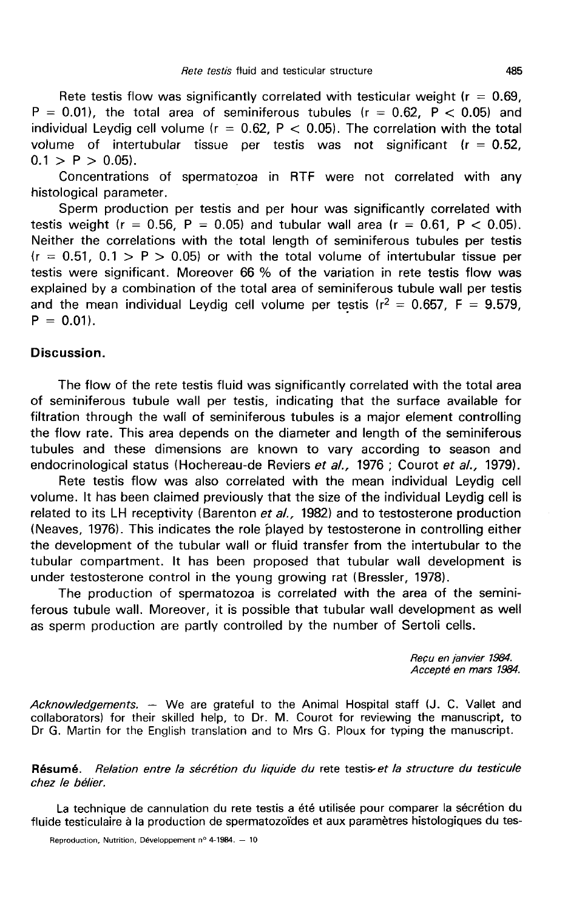Rete testis flow was significantly correlated with testicular weight ($r = 0.69$, $P = 0.01$), the total area of seminiferous tubules ($r = 0.62$, $P < 0.05$) and individual Leydig cell volume ($r = 0.62$, $P < 0.05$). The correlation with the total volume of intertubular tissue per testis was not significant ($r = 0.52$, $0.1 > P > 0.05$).

Concentrations of spermatozoa in RTF were not correlated with any histological parameter.

Sperm production per testis and per hour was significantly correlated with testis weight ($r = 0.56$, $P = 0.05$) and tubular wall area ($r = 0.61$, $P < 0.05$). Neither the correlations with the total length of seminiferous tubules per testis ($r = 0.51$, $0.1 > P > 0.05$) or with the total volume of intertubular tissue per testis were significant. Moreover 66 % of the variation in rete testis flow was explained by a combination of the total area of seminiferous tubule wall per testis and the mean individual Leydig cell volume per testis ($r^2 = 0.657$, $F = 9.579$, $P = 0.01$).

## Discussion.

The flow of the rete testis fluid was significantly correlated with the total area of seminiferous tubule wall per testis, indicating that the surface available for filtration through the wall of seminiferous tubules is a major element controlling the flow rate. This area depends on the diameter and length of the seminiferous tubules and these dimensions are known to vary according to season and endocrinological status (Hochereau-de Reviers *et al.*, 1976 ; Courot *et al.*, 1979).

Rete testis flow was also correlated with the mean individual Leydig cell volume. It has been claimed previously that the size of the individual Leydig cell is related to its LH receptivity (Barenton *et al.*, 1982) and to testosterone production (Neaves, 1976). This indicates the role played by testosterone in controlling either the development of the tubular wall or fluid transfer from the intertubular to the tubular compartment. It has been proposed that tubular wall development is under testosterone control in the young growing rat (Bressler, 1978).

The production of spermatozoa is correlated with the area of the seminiferous tubule wall. Moreover, it is possible that tubular wall development as well as sperm production are partly controlled by the number of Sertoli cells.

*Reçu en janvier 1984.*
*Accepté en mars 1984.*

*Acknowledgements.* — We are grateful to the Animal Hospital staff (J. C. Vallet and collaborators) for their skilled help, to Dr. M. Courot for reviewing the manuscript, to Dr G. Martin for the English translation and to Mrs G. Ploux for typing the manuscript.

**Résumé.** *Relation entre la sécrétion du liquide du* rete testis *et la structure du testicule chez le bélier.*

La technique de cannulation du rete testis a été utilisée pour comparer la sécrétion du fluide testiculaire à la production de spermatozoïdes et aux paramètres histologiques du tes-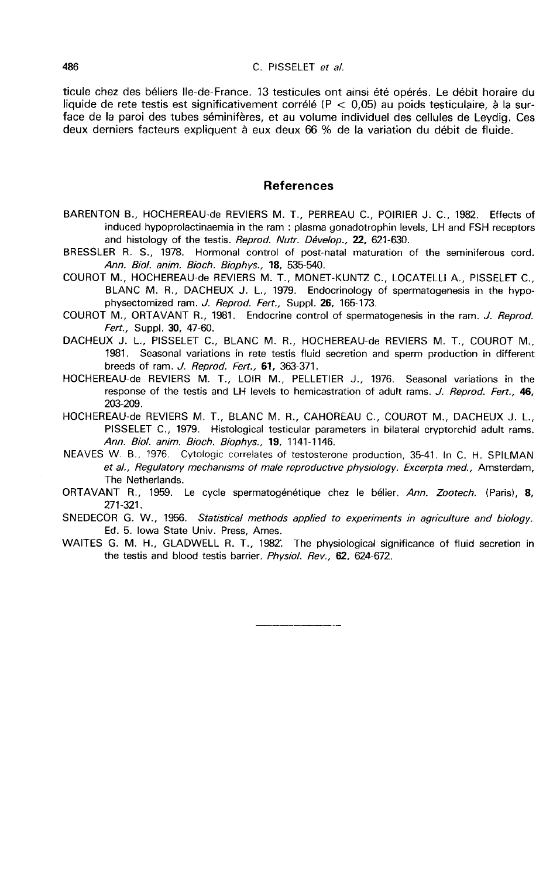ticule chez des béliers Ile-de-France. 13 testicules ont ainsi été opérés. Le débit horaire du liquide de rete testis est significativement corrélé ($P < 0,05$) au poids testiculaire, à la surface de la paroi des tubes séminifères, et au volume individuel des cellules de Leydig. Ces deux derniers facteurs expliquent à eux deux 66 % de la variation du débit de fluide.

## References

BARENTON B., HOCHEREAU-de REVIERS M. T., PERREAU C., POIRIER J. C., 1982. Effects of induced hypoprolactinaemia in the ram : plasma gonadotrophin levels, LH and FSH receptors and histology of the testis. *Reprod. Nutr. Dévelop.*, **22**, 621-630.

BRESSLER R. S., 1978. Hormonal control of post-natal maturation of the seminiferous cord. *Ann. Biol. anim. Bioch. Biophys.*, **18**, 535-540.

COUROT M., HOCHEREAU-de REVIERS M. T., MONET-KUNTZ C., LOCATELLI A., PISSELET C., BLANC M. R., DACHEUX J. L., 1979. Endocrinology of spermatogenesis in the hypophysectomized ram. *J. Reprod. Fert.*, Suppl. **26**, 165-173.

COUROT M., ORTAVANT R., 1981. Endocrine control of spermatogenesis in the ram. *J. Reprod. Fert.*, Suppl. **30**, 47-60.

DACHEUX J. L., PISSELET C., BLANC M. R., HOCHEREAU-de REVIERS M. T., COUROT M., 1981. Seasonal variations in rete testis fluid secretion and sperm production in different breeds of ram. *J. Reprod. Fert.*, **61**, 363-371.

HOCHEREAU-de REVIERS M. T., LOIR M., PELLETIER J., 1976. Seasonal variations in the response of the testis and LH levels to hemicastration of adult rams. *J. Reprod. Fert.*, **46**, 203-209.

HOCHEREAU-de REVIERS M. T., BLANC M. R., CAHOREAU C., COUROT M., DACHEUX J. L., PISSELET C., 1979. Histological testicular parameters in bilateral cryptorchid adult rams. *Ann. Biol. anim. Bioch. Biophys.*, **19**, 1141-1146.

NEAVES W. B., 1976. Cytologic correlates of testosterone production, 35-41. In C. H. SPILMAN *et al.*, *Regulatory mechanisms of male reproductive physiology. Excerpta med.*, Amsterdam, The Netherlands.

ORTAVANT R., 1959. Le cycle spermatogénétique chez le bélier. *Ann. Zootech.* (Paris), **8**, 271-321.

SNEDECOR G. W., 1956. *Statistical methods applied to experiments in agriculture and biology.* Ed. 5. Iowa State Univ. Press, Ames.

WAITES G. M. H., GLADWELL R. T., 1982. The physiological significance of fluid secretion in the testis and blood testis barrier. *Physiol. Rev.*, **62**, 624-672.